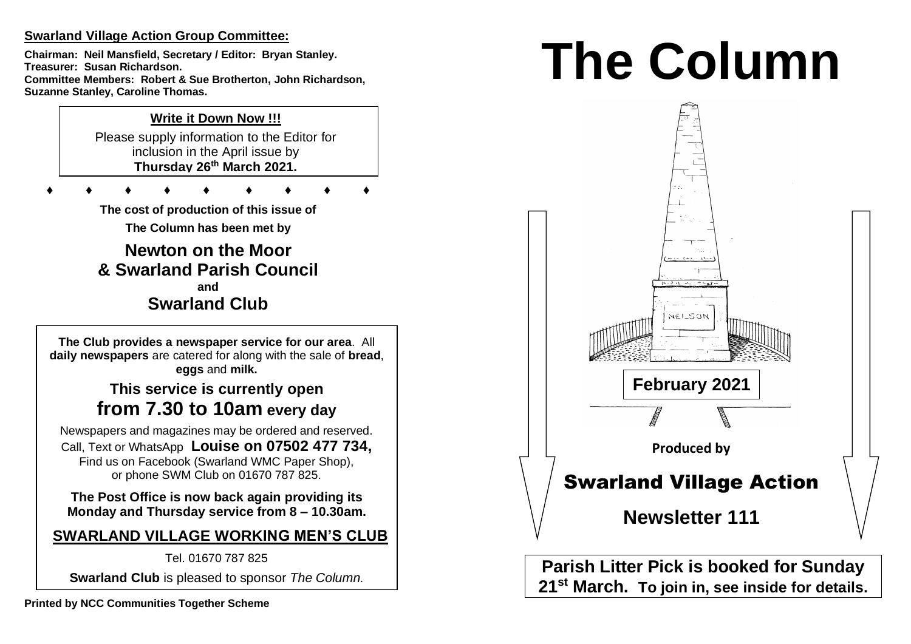**Swarland Village Action Group Committee:**

**Chairman: Neil Mansfield, Secretary / Editor: Bryan Stanley.**
**Treasurer: Susan Richardson.**
**Committee Members: Robert & Sue Brotherton, John Richardson, Suzanne Stanley, Caroline Thomas.**

**Write it Down Now !!!**

Please supply information to the Editor for inclusion in the April issue by **Thursday 26th March 2021.**

♦ ♦ ♦ ♦ ♦ ♦ ♦ ♦ ♦

**The cost of production of this issue of The Column has been met by**

**Newton on the Moor & Swarland Parish Council**
**and**
**Swarland Club**

**The Club provides a newspaper service for our area**. All **daily newspapers** are catered for along with the sale of **bread**, **eggs** and **milk.**

**This service is currently open from 7.30 to 10am every day**

Newspapers and magazines may be ordered and reserved.
Call, Text or WhatsApp **Louise on 07502 477 734,**
Find us on Facebook (Swarland WMC Paper Shop), or phone SWM Club on 01670 787 825.

**The Post Office is now back again providing its Monday and Thursday service from 8 – 10.30am.**

**SWARLAND VILLAGE WORKING MEN'S CLUB**

Tel. 01670 787 825

**Swarland Club** is pleased to sponsor *The Column.*

**Printed by NCC Communities Together Scheme**

# The Column

**February 2021**

**Produced by**

## Swarland Village Action

**Newsletter 111**

**Parish Litter Pick is booked for Sunday 21st March. To join in, see inside for details.**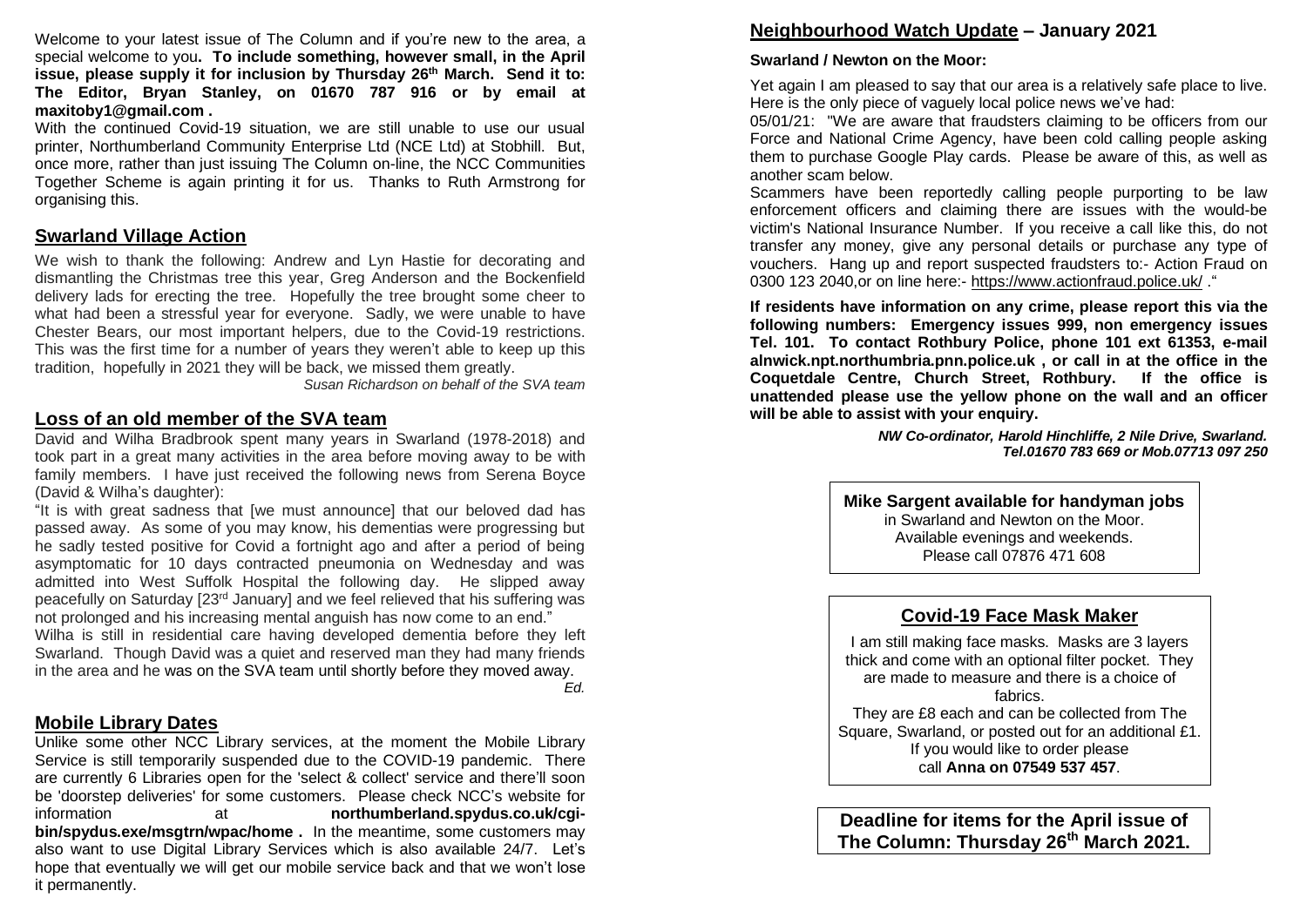Welcome to your latest issue of The Column and if you're new to the area, a special welcome to you**. To include something, however small, in the April issue, please supply it for inclusion by Thursday 26th March. Send it to: The Editor, Bryan Stanley, on 01670 787 916 or by email at maxitoby1@gmail.com .**

With the continued Covid-19 situation, we are still unable to use our usual printer, Northumberland Community Enterprise Ltd (NCE Ltd) at Stobhill. But, once more, rather than just issuing The Column on-line, the NCC Communities Together Scheme is again printing it for us. Thanks to Ruth Armstrong for organising this.

## Swarland Village Action

We wish to thank the following: Andrew and Lyn Hastie for decorating and dismantling the Christmas tree this year, Greg Anderson and the Bockenfield delivery lads for erecting the tree. Hopefully the tree brought some cheer to what had been a stressful year for everyone. Sadly, we were unable to have Chester Bears, our most important helpers, due to the Covid-19 restrictions. This was the first time for a number of years they weren't able to keep up this tradition, hopefully in 2021 they will be back, we missed them greatly.

*Susan Richardson on behalf of the SVA team*

## Loss of an old member of the SVA team

David and Wilha Bradbrook spent many years in Swarland (1978-2018) and took part in a great many activities in the area before moving away to be with family members. I have just received the following news from Serena Boyce (David & Wilha's daughter):

"It is with great sadness that [we must announce] that our beloved dad has passed away. As some of you may know, his dementias were progressing but he sadly tested positive for Covid a fortnight ago and after a period of being asymptomatic for 10 days contracted pneumonia on Wednesday and was admitted into West Suffolk Hospital the following day. He slipped away peacefully on Saturday [23rd January] and we feel relieved that his suffering was not prolonged and his increasing mental anguish has now come to an end."

Wilha is still in residential care having developed dementia before they left Swarland. Though David was a quiet and reserved man they had many friends in the area and he was on the SVA team until shortly before they moved away.

*Ed.*

## Mobile Library Dates

Unlike some other NCC Library services, at the moment the Mobile Library Service is still temporarily suspended due to the COVID-19 pandemic. There are currently 6 Libraries open for the 'select & collect' service and there'll soon be 'doorstep deliveries' for some customers. Please check NCC's website for information at **northumberland.spydus.co.uk/cgi-bin/spydus.exe/msgtrn/wpac/home .** In the meantime, some customers may also want to use Digital Library Services which is also available 24/7. Let's hope that eventually we will get our mobile service back and that we won't lose it permanently.

## Neighbourhood Watch Update – January 2021

**Swarland / Newton on the Moor:**

Yet again I am pleased to say that our area is a relatively safe place to live. Here is the only piece of vaguely local police news we've had:

05/01/21: "We are aware that fraudsters claiming to be officers from our Force and National Crime Agency, have been cold calling people asking them to purchase Google Play cards. Please be aware of this, as well as another scam below.

Scammers have been reportedly calling people purporting to be law enforcement officers and claiming there are issues with the would-be victim's National Insurance Number. If you receive a call like this, do not transfer any money, give any personal details or purchase any type of vouchers. Hang up and report suspected fraudsters to:- Action Fraud on 0300 123 2040,or on line here:- https://www.actionfraud.police.uk/ ."

**If residents have information on any crime, please report this via the following numbers: Emergency issues 999, non emergency issues Tel. 101. To contact Rothbury Police, phone 101 ext 61353, e-mail alnwick.npt.northumbria.pnn.police.uk , or call in at the office in the Coquetdale Centre, Church Street, Rothbury. If the office is unattended please use the yellow phone on the wall and an officer will be able to assist with your enquiry.**

***NW Co-ordinator, Harold Hinchliffe, 2 Nile Drive, Swarland. Tel.01670 783 669 or Mob.07713 097 250***

**Mike Sargent available for handyman jobs**
in Swarland and Newton on the Moor.
Available evenings and weekends.
Please call 07876 471 608

## Covid-19 Face Mask Maker

I am still making face masks. Masks are 3 layers thick and come with an optional filter pocket. They are made to measure and there is a choice of fabrics.

They are £8 each and can be collected from The Square, Swarland, or posted out for an additional £1. If you would like to order please call **Anna on 07549 537 457**.

**Deadline for items for the April issue of The Column: Thursday 26th March 2021.**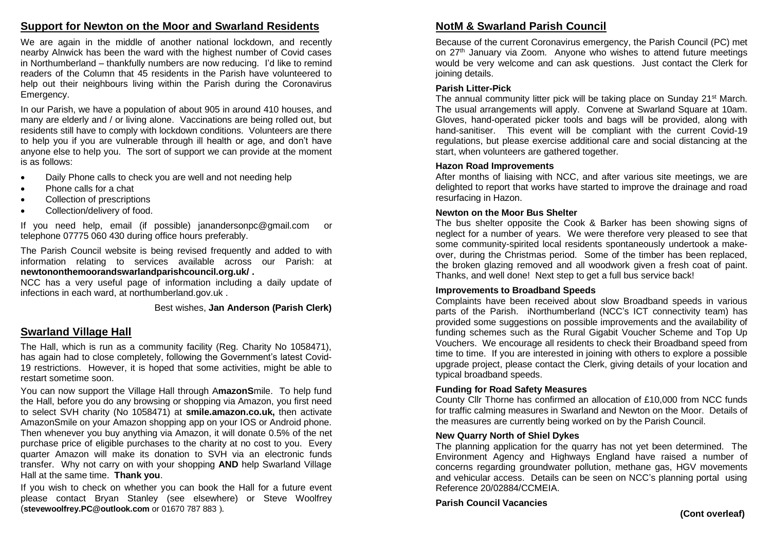## Support for Newton on the Moor and Swarland Residents

We are again in the middle of another national lockdown, and recently nearby Alnwick has been the ward with the highest number of Covid cases in Northumberland – thankfully numbers are now reducing. I'd like to remind readers of the Column that 45 residents in the Parish have volunteered to help out their neighbours living within the Parish during the Coronavirus Emergency.

In our Parish, we have a population of about 905 in around 410 houses, and many are elderly and / or living alone. Vaccinations are being rolled out, but residents still have to comply with lockdown conditions. Volunteers are there to help you if you are vulnerable through ill health or age, and don't have anyone else to help you. The sort of support we can provide at the moment is as follows:

- Daily Phone calls to check you are well and not needing help
- Phone calls for a chat
- Collection of prescriptions
- Collection/delivery of food.

If you need help, email (if possible) janandersonpc@gmail.com or telephone 07775 060 430 during office hours preferably.

The Parish Council website is being revised frequently and added to with information relating to services available across our Parish: at **newtononthemoorandswarlandparishcouncil.org.uk/ .**
NCC has a very useful page of information including a daily update of infections in each ward, at northumberland.gov.uk .

Best wishes, **Jan Anderson (Parish Clerk)**

## Swarland Village Hall

The Hall, which is run as a community facility (Reg. Charity No 1058471), has again had to close completely, following the Government's latest Covid-19 restrictions. However, it is hoped that some activities, might be able to restart sometime soon.

You can now support the Village Hall through A**mazonS**mile. To help fund the Hall, before you do any browsing or shopping via Amazon, you first need to select SVH charity (No 1058471) at **smile.amazon.co.uk,** then activate AmazonSmile on your Amazon shopping app on your IOS or Android phone. Then whenever you buy anything via Amazon, it will donate 0.5% of the net purchase price of eligible purchases to the charity at no cost to you. Every quarter Amazon will make its donation to SVH via an electronic funds transfer. Why not carry on with your shopping **AND** help Swarland Village Hall at the same time. **Thank you**.

If you wish to check on whether you can book the Hall for a future event please contact Bryan Stanley (see elsewhere) or Steve Woolfrey (**stevewoolfrey.PC@outlook.com** or 01670 787 883 ).

## NotM & Swarland Parish Council

Because of the current Coronavirus emergency, the Parish Council (PC) met on 27th January via Zoom. Anyone who wishes to attend future meetings would be very welcome and can ask questions. Just contact the Clerk for joining details.

### Parish Litter-Pick

The annual community litter pick will be taking place on Sunday 21st March. The usual arrangements will apply. Convene at Swarland Square at 10am. Gloves, hand-operated picker tools and bags will be provided, along with hand-sanitiser. This event will be compliant with the current Covid-19 regulations, but please exercise additional care and social distancing at the start, when volunteers are gathered together.

### Hazon Road Improvements

After months of liaising with NCC, and after various site meetings, we are delighted to report that works have started to improve the drainage and road resurfacing in Hazon.

### Newton on the Moor Bus Shelter

The bus shelter opposite the Cook & Barker has been showing signs of neglect for a number of years. We were therefore very pleased to see that some community-spirited local residents spontaneously undertook a make-over, during the Christmas period. Some of the timber has been replaced, the broken glazing removed and all woodwork given a fresh coat of paint. Thanks, and well done! Next step to get a full bus service back!

### Improvements to Broadband Speeds

Complaints have been received about slow Broadband speeds in various parts of the Parish. iNorthumberland (NCC's ICT connectivity team) has provided some suggestions on possible improvements and the availability of funding schemes such as the Rural Gigabit Voucher Scheme and Top Up Vouchers. We encourage all residents to check their Broadband speed from time to time. If you are interested in joining with others to explore a possible upgrade project, please contact the Clerk, giving details of your location and typical broadband speeds.

### Funding for Road Safety Measures

County Cllr Thorne has confirmed an allocation of £10,000 from NCC funds for traffic calming measures in Swarland and Newton on the Moor. Details of the measures are currently being worked on by the Parish Council.

### New Quarry North of Shiel Dykes

The planning application for the quarry has not yet been determined. The Environment Agency and Highways England have raised a number of concerns regarding groundwater pollution, methane gas, HGV movements and vehicular access. Details can be seen on NCC's planning portal using Reference 20/02884/CCMEIA.

### Parish Council Vacancies

**(Cont overleaf)**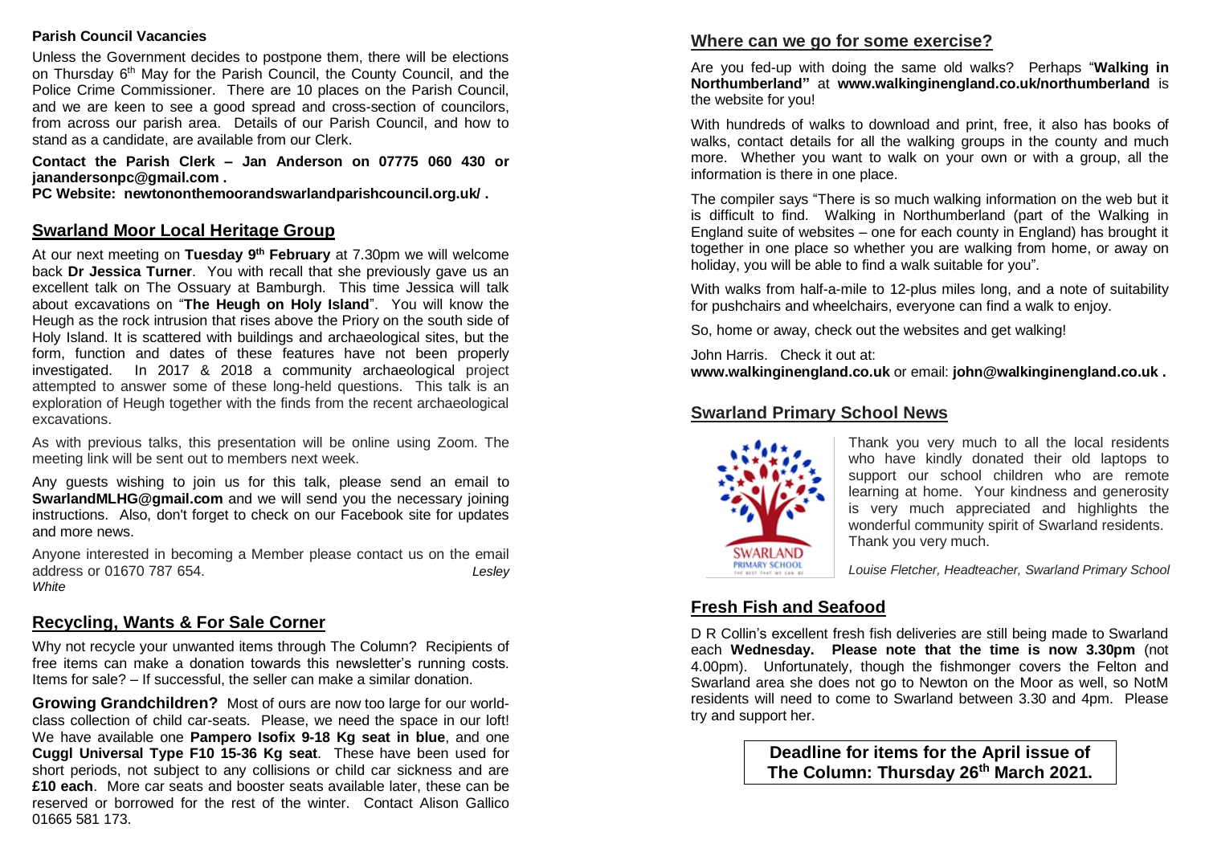**Parish Council Vacancies**

Unless the Government decides to postpone them, there will be elections on Thursday 6th May for the Parish Council, the County Council, and the Police Crime Commissioner. There are 10 places on the Parish Council, and we are keen to see a good spread and cross-section of councilors, from across our parish area. Details of our Parish Council, and how to stand as a candidate, are available from our Clerk.

**Contact the Parish Clerk – Jan Anderson on 07775 060 430 or janandersonpc@gmail.com .**

**PC Website: newtononthemoorandswarlandparishcouncil.org.uk/ .**

## Swarland Moor Local Heritage Group

At our next meeting on **Tuesday 9th February** at 7.30pm we will welcome back **Dr Jessica Turner**. You with recall that she previously gave us an excellent talk on The Ossuary at Bamburgh. This time Jessica will talk about excavations on "**The Heugh on Holy Island**". You will know the Heugh as the rock intrusion that rises above the Priory on the south side of Holy Island. It is scattered with buildings and archaeological sites, but the form, function and dates of these features have not been properly investigated. In 2017 & 2018 a community archaeological project attempted to answer some of these long-held questions. This talk is an exploration of Heugh together with the finds from the recent archaeological excavations.

As with previous talks, this presentation will be online using Zoom. The meeting link will be sent out to members next week.

Any guests wishing to join us for this talk, please send an email to **SwarlandMLHG@gmail.com** and we will send you the necessary joining instructions. Also, don't forget to check on our Facebook site for updates and more news.

Anyone interested in becoming a Member please contact us on the email address or 01670 787 654. *Lesley White*

## Recycling, Wants & For Sale Corner

Why not recycle your unwanted items through The Column? Recipients of free items can make a donation towards this newsletter's running costs. Items for sale? – If successful, the seller can make a similar donation.

**Growing Grandchildren?** Most of ours are now too large for our world-class collection of child car-seats. Please, we need the space in our loft! We have available one **Pampero Isofix 9-18 Kg seat in blue**, and one **Cuggl Universal Type F10 15-36 Kg seat**. These have been used for short periods, not subject to any collisions or child car sickness and are **£10 each**. More car seats and booster seats available later, these can be reserved or borrowed for the rest of the winter. Contact Alison Gallico 01665 581 173.

## Where can we go for some exercise?

Are you fed-up with doing the same old walks? Perhaps "**Walking in Northumberland"** at **www.walkinginengland.co.uk/northumberland** is the website for you!

With hundreds of walks to download and print, free, it also has books of walks, contact details for all the walking groups in the county and much more. Whether you want to walk on your own or with a group, all the information is there in one place.

The compiler says "There is so much walking information on the web but it is difficult to find. Walking in Northumberland (part of the Walking in England suite of websites – one for each county in England) has brought it together in one place so whether you are walking from home, or away on holiday, you will be able to find a walk suitable for you".

With walks from half-a-mile to 12-plus miles long, and a note of suitability for pushchairs and wheelchairs, everyone can find a walk to enjoy.

So, home or away, check out the websites and get walking!

John Harris. Check it out at:
**www.walkinginengland.co.uk** or email: **john@walkinginengland.co.uk .**

## Swarland Primary School News

Thank you very much to all the local residents who have kindly donated their old laptops to support our school children who are remote learning at home. Your kindness and generosity is very much appreciated and highlights the wonderful community spirit of Swarland residents. Thank you very much.

*Louise Fletcher, Headteacher, Swarland Primary School*

## Fresh Fish and Seafood

D R Collin's excellent fresh fish deliveries are still being made to Swarland each **Wednesday. Please note that the time is now 3.30pm** (not 4.00pm). Unfortunately, though the fishmonger covers the Felton and Swarland area she does not go to Newton on the Moor as well, so NotM residents will need to come to Swarland between 3.30 and 4pm. Please try and support her.

**Deadline for items for the April issue of The Column: Thursday 26th March 2021.**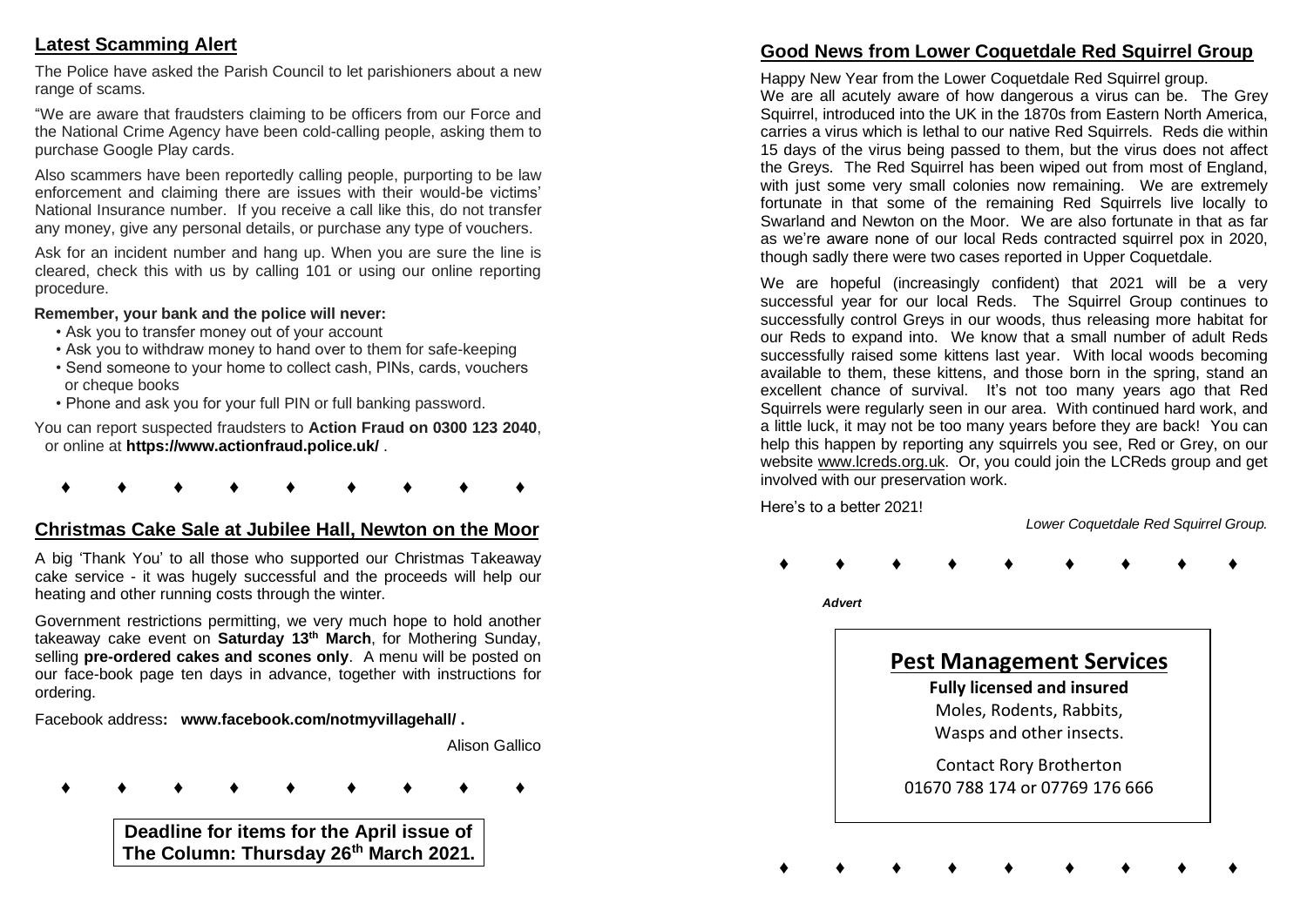## Latest Scamming Alert

The Police have asked the Parish Council to let parishioners about a new range of scams.

"We are aware that fraudsters claiming to be officers from our Force and the National Crime Agency have been cold-calling people, asking them to purchase Google Play cards.

Also scammers have been reportedly calling people, purporting to be law enforcement and claiming there are issues with their would-be victims' National Insurance number. If you receive a call like this, do not transfer any money, give any personal details, or purchase any type of vouchers.

Ask for an incident number and hang up. When you are sure the line is cleared, check this with us by calling 101 or using our online reporting procedure.

**Remember, your bank and the police will never:**

- Ask you to transfer money out of your account
- Ask you to withdraw money to hand over to them for safe-keeping
- Send someone to your home to collect cash, PINs, cards, vouchers or cheque books
- Phone and ask you for your full PIN or full banking password.

You can report suspected fraudsters to **Action Fraud on 0300 123 2040**, or online at **https://www.actionfraud.police.uk/** .

♦ ♦ ♦ ♦ ♦ ♦ ♦ ♦ ♦

## Christmas Cake Sale at Jubilee Hall, Newton on the Moor

A big 'Thank You' to all those who supported our Christmas Takeaway cake service - it was hugely successful and the proceeds will help our heating and other running costs through the winter.

Government restrictions permitting, we very much hope to hold another takeaway cake event on **Saturday 13th March**, for Mothering Sunday, selling **pre-ordered cakes and scones only**. A menu will be posted on our face-book page ten days in advance, together with instructions for ordering.

Facebook address**: www.facebook.com/notmyvillagehall/ .**

Alison Gallico

♦ ♦ ♦ ♦ ♦ ♦ ♦ ♦ ♦

**Deadline for items for the April issue of The Column: Thursday 26th March 2021.**

## Good News from Lower Coquetdale Red Squirrel Group

Happy New Year from the Lower Coquetdale Red Squirrel group.
We are all acutely aware of how dangerous a virus can be. The Grey Squirrel, introduced into the UK in the 1870s from Eastern North America, carries a virus which is lethal to our native Red Squirrels. Reds die within 15 days of the virus being passed to them, but the virus does not affect the Greys. The Red Squirrel has been wiped out from most of England, with just some very small colonies now remaining. We are extremely fortunate in that some of the remaining Red Squirrels live locally to Swarland and Newton on the Moor. We are also fortunate in that as far as we're aware none of our local Reds contracted squirrel pox in 2020, though sadly there were two cases reported in Upper Coquetdale.

We are hopeful (increasingly confident) that 2021 will be a very successful year for our local Reds. The Squirrel Group continues to successfully control Greys in our woods, thus releasing more habitat for our Reds to expand into. We know that a small number of adult Reds successfully raised some kittens last year. With local woods becoming available to them, these kittens, and those born in the spring, stand an excellent chance of survival. It's not too many years ago that Red Squirrels were regularly seen in our area. With continued hard work, and a little luck, it may not be too many years before they are back! You can help this happen by reporting any squirrels you see, Red or Grey, on our website www.lcreds.org.uk. Or, you could join the LCReds group and get involved with our preservation work.

Here's to a better 2021!

*Lower Coquetdale Red Squirrel Group.*

♦ ♦ ♦ ♦ ♦ ♦ ♦ ♦ ♦

***Advert***

**Pest Management Services**

**Fully licensed and insured**
Moles, Rodents, Rabbits,
Wasps and other insects.

Contact Rory Brotherton
01670 788 174 or 07769 176 666

♦ ♦ ♦ ♦ ♦ ♦ ♦ ♦ ♦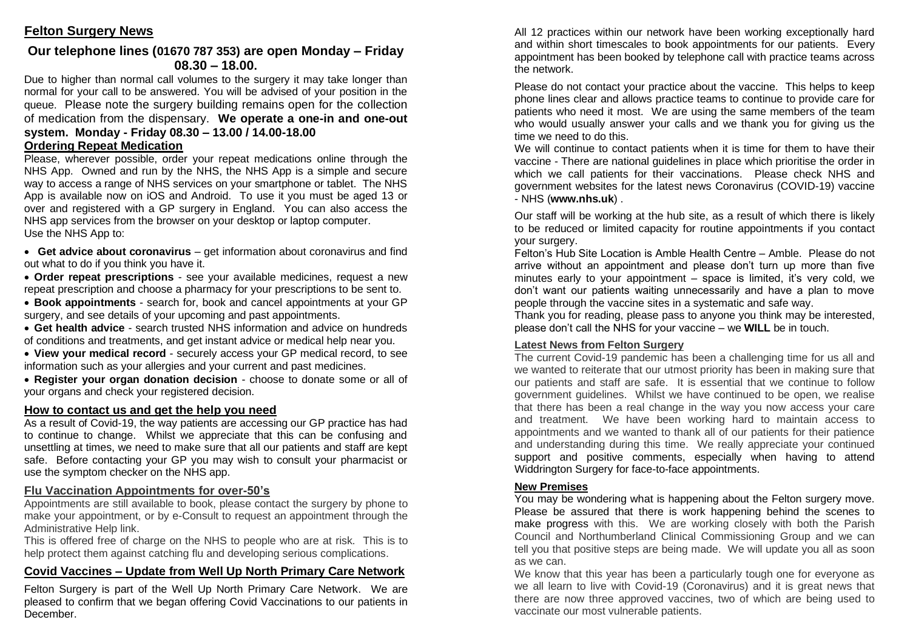## Felton Surgery News

### Our telephone lines (01670 787 353) are open Monday – Friday 08.30 – 18.00.

Due to higher than normal call volumes to the surgery it may take longer than normal for your call to be answered. You will be advised of your position in the queue. Please note the surgery building remains open for the collection of medication from the dispensary. **We operate a one-in and one-out system. Monday - Friday 08.30 – 13.00 / 14.00-18.00**

### Ordering Repeat Medication

Please, wherever possible, order your repeat medications online through the NHS App. Owned and run by the NHS, the NHS App is a simple and secure way to access a range of NHS services on your smartphone or tablet. The NHS App is available now on iOS and Android. To use it you must be aged 13 or over and registered with a GP surgery in England. You can also access the NHS app services from the browser on your desktop or laptop computer.

Use the NHS App to:

- **Get advice about coronavirus** – get information about coronavirus and find out what to do if you think you have it.
- **Order repeat prescriptions** - see your available medicines, request a new repeat prescription and choose a pharmacy for your prescriptions to be sent to.
- **Book appointments** - search for, book and cancel appointments at your GP surgery, and see details of your upcoming and past appointments.
- **Get health advice** - search trusted NHS information and advice on hundreds of conditions and treatments, and get instant advice or medical help near you.
- **View your medical record** - securely access your GP medical record, to see information such as your allergies and your current and past medicines.
- **Register your organ donation decision** - choose to donate some or all of your organs and check your registered decision.

### How to contact us and get the help you need

As a result of Covid-19, the way patients are accessing our GP practice has had to continue to change. Whilst we appreciate that this can be confusing and unsettling at times, we need to make sure that all our patients and staff are kept safe. Before contacting your GP you may wish to consult your pharmacist or use the symptom checker on the NHS app.

### Flu Vaccination Appointments for over-50's

Appointments are still available to book, please contact the surgery by phone to make your appointment, or by e-Consult to request an appointment through the Administrative Help link.

This is offered free of charge on the NHS to people who are at risk. This is to help protect them against catching flu and developing serious complications.

### Covid Vaccines – Update from Well Up North Primary Care Network

Felton Surgery is part of the Well Up North Primary Care Network. We are pleased to confirm that we began offering Covid Vaccinations to our patients in December.

All 12 practices within our network have been working exceptionally hard and within short timescales to book appointments for our patients. Every appointment has been booked by telephone call with practice teams across the network.

Please do not contact your practice about the vaccine. This helps to keep phone lines clear and allows practice teams to continue to provide care for patients who need it most. We are using the same members of the team who would usually answer your calls and we thank you for giving us the time we need to do this.

We will continue to contact patients when it is time for them to have their vaccine - There are national guidelines in place which prioritise the order in which we call patients for their vaccinations. Please check NHS and government websites for the latest news Coronavirus (COVID-19) vaccine - NHS (**www.nhs.uk**) .

Our staff will be working at the hub site, as a result of which there is likely to be reduced or limited capacity for routine appointments if you contact your surgery.

Felton's Hub Site Location is Amble Health Centre – Amble. Please do not arrive without an appointment and please don't turn up more than five minutes early to your appointment – space is limited, it's very cold, we don't want our patients waiting unnecessarily and have a plan to move people through the vaccine sites in a systematic and safe way.

Thank you for reading, please pass to anyone you think may be interested, please don't call the NHS for your vaccine – we **WILL** be in touch.

### Latest News from Felton Surgery

The current Covid-19 pandemic has been a challenging time for us all and we wanted to reiterate that our utmost priority has been in making sure that our patients and staff are safe. It is essential that we continue to follow government guidelines. Whilst we have continued to be open, we realise that there has been a real change in the way you now access your care and treatment. We have been working hard to maintain access to appointments and we wanted to thank all of our patients for their patience and understanding during this time. We really appreciate your continued support and positive comments, especially when having to attend Widdrington Surgery for face-to-face appointments.

### New Premises

You may be wondering what is happening about the Felton surgery move. Please be assured that there is work happening behind the scenes to make progress with this. We are working closely with both the Parish Council and Northumberland Clinical Commissioning Group and we can tell you that positive steps are being made. We will update you all as soon as we can.

We know that this year has been a particularly tough one for everyone as we all learn to live with Covid-19 (Coronavirus) and it is great news that there are now three approved vaccines, two of which are being used to vaccinate our most vulnerable patients.